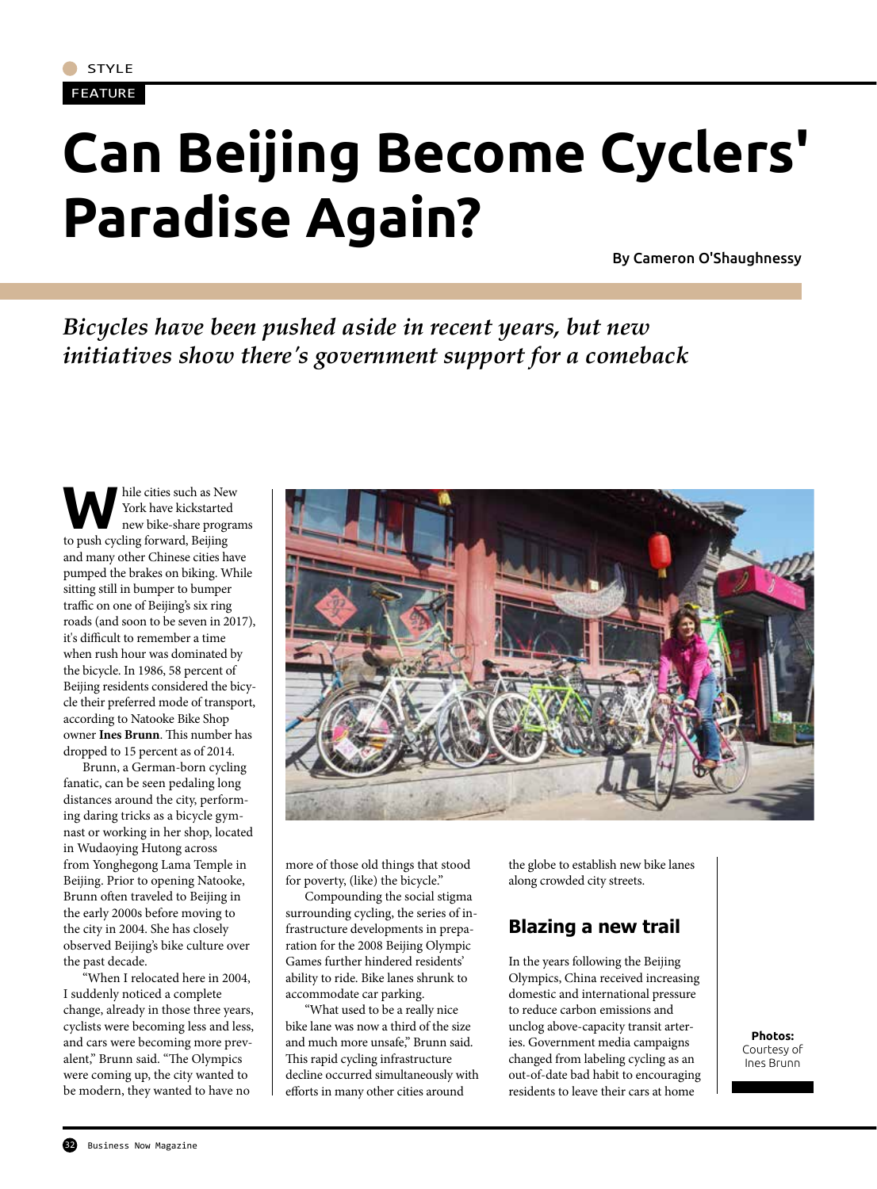STYLE

FEATURE

# Can Beijing Become Cyclers' Paradise Again?

By Cameron O'Shaughnessy

*Bicycles have been pushed aside in recent years, but new initiatives show there's government support for a comeback*

While cities such as New York have kickstarted new bike-share programs to push cycling forward, Beijing and many other Chinese cities have pumped the brakes on biking. While sitting still in bumper to bumper traffic on one of Beijing's six ring roads (and soon to be seven in 2017), it's difficult to remember a time when rush hour was dominated by the bicycle. In 1986, 58 percent of Beijing residents considered the bicycle their preferred mode of transport, according to Natooke Bike Shop owner **Ines Brunn**. This number has dropped to 15 percent as of 2014.

Brunn, a German-born cycling fanatic, can be seen pedaling long distances around the city, performing daring tricks as a bicycle gymnast or working in her shop, located in Wudaoying Hutong across from Yonghegong Lama Temple in Beijing. Prior to opening Natooke, Brunn often traveled to Beijing in the early 2000s before moving to the city in 2004. She has closely observed Beijing's bike culture over the past decade.

"When I relocated here in 2004, I suddenly noticed a complete change, already in those three years, cyclists were becoming less and less, and cars were becoming more prevalent," Brunn said. "The Olympics were coming up, the city wanted to be modern, they wanted to have no more of those old things that stood for poverty, (like) the bicycle."

Compounding the social stigma surrounding cycling, the series of infrastructure developments in preparation for the 2008 Beijing Olympic Games further hindered residents' ability to ride. Bike lanes shrunk to accommodate car parking.

"What used to be a really nice bike lane was now a third of the size and much more unsafe," Brunn said. This rapid cycling infrastructure decline occurred simultaneously with efforts in many other cities around the globe to establish new bike lanes along crowded city streets.

## Blazing a new trail

In the years following the Beijing Olympics, China received increasing domestic and international pressure to reduce carbon emissions and unclog above-capacity transit arteries. Government media campaigns changed from labeling cycling as an out-of-date bad habit to encouraging residents to leave their cars at home

**Photos:** Courtesy of Ines Brunn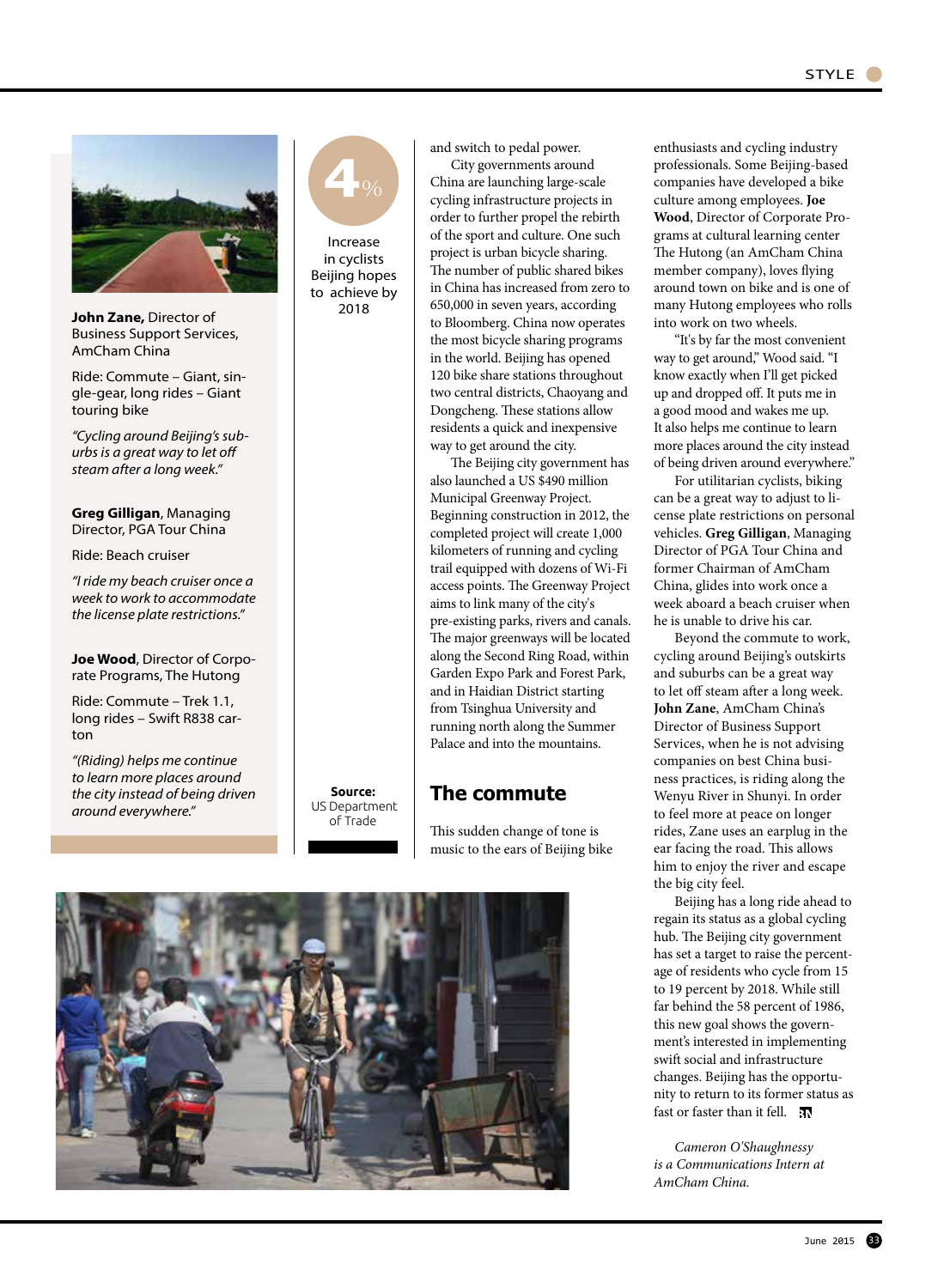**John Zane,** Director of Business Support Services, AmCham China

Ride: Commute – Giant, single-gear, long rides – Giant touring bike

*"Cycling around Beijing's suburbs is a great way to let off steam after a long week."*

**Greg Gilligan**, Managing Director, PGA Tour China

Ride: Beach cruiser

*"I ride my beach cruiser once a week to work to accommodate the license plate restrictions."*

**Joe Wood**, Director of Corporate Programs, The Hutong

Ride: Commute – Trek 1.1, long rides – Swift R838 carton

*"(Riding) helps me continue to learn more places around the city instead of being driven around everywhere."*

**4%**

Increase in cyclists Beijing hopes to achieve by 2018

**Source:** US Department of Trade

and switch to pedal power.

City governments around China are launching large-scale cycling infrastructure projects in order to further propel the rebirth of the sport and culture. One such project is urban bicycle sharing. The number of public shared bikes in China has increased from zero to 650,000 in seven years, according to Bloomberg. China now operates the most bicycle sharing programs in the world. Beijing has opened 120 bike share stations throughout two central districts, Chaoyang and Dongcheng. These stations allow residents a quick and inexpensive way to get around the city.

The Beijing city government has also launched a US $490 million Municipal Greenway Project. Beginning construction in 2012, the completed project will create 1,000 kilometers of running and cycling trail equipped with dozens of Wi-Fi access points. The Greenway Project aims to link many of the city's pre-existing parks, rivers and canals. The major greenways will be located along the Second Ring Road, within Garden Expo Park and Forest Park, and in Haidian District starting from Tsinghua University and running north along the Summer Palace and into the mountains.

## The commute

This sudden change of tone is music to the ears of Beijing bike enthusiasts and cycling industry professionals. Some Beijing-based companies have developed a bike culture among employees. **Joe Wood**, Director of Corporate Programs at cultural learning center The Hutong (an AmCham China member company), loves flying around town on bike and is one of many Hutong employees who rolls into work on two wheels.

"It's by far the most convenient way to get around," Wood said. "I know exactly when I'll get picked up and dropped off. It puts me in a good mood and wakes me up. It also helps me continue to learn more places around the city instead of being driven around everywhere."

For utilitarian cyclists, biking can be a great way to adjust to license plate restrictions on personal vehicles. **Greg Gilligan**, Managing Director of PGA Tour China and former Chairman of AmCham China, glides into work once a week aboard a beach cruiser when he is unable to drive his car.

Beyond the commute to work, cycling around Beijing's outskirts and suburbs can be a great way to let off steam after a long week. **John Zane**, AmCham China's Director of Business Support Services, when he is not advising companies on best China business practices, is riding along the Wenyu River in Shunyi. In order to feel more at peace on longer rides, Zane uses an earplug in the ear facing the road. This allows him to enjoy the river and escape the big city feel.

Beijing has a long ride ahead to regain its status as a global cycling hub. The Beijing city government has set a target to raise the percentage of residents who cycle from 15 to 19 percent by 2018. While still far behind the 58 percent of 1986, this new goal shows the government's interested in implementing swift social and infrastructure changes. Beijing has the opportunity to return to its former status as fast or faster than it fell.

*Cameron O'Shaughnessy is a Communications Intern at AmCham China.*